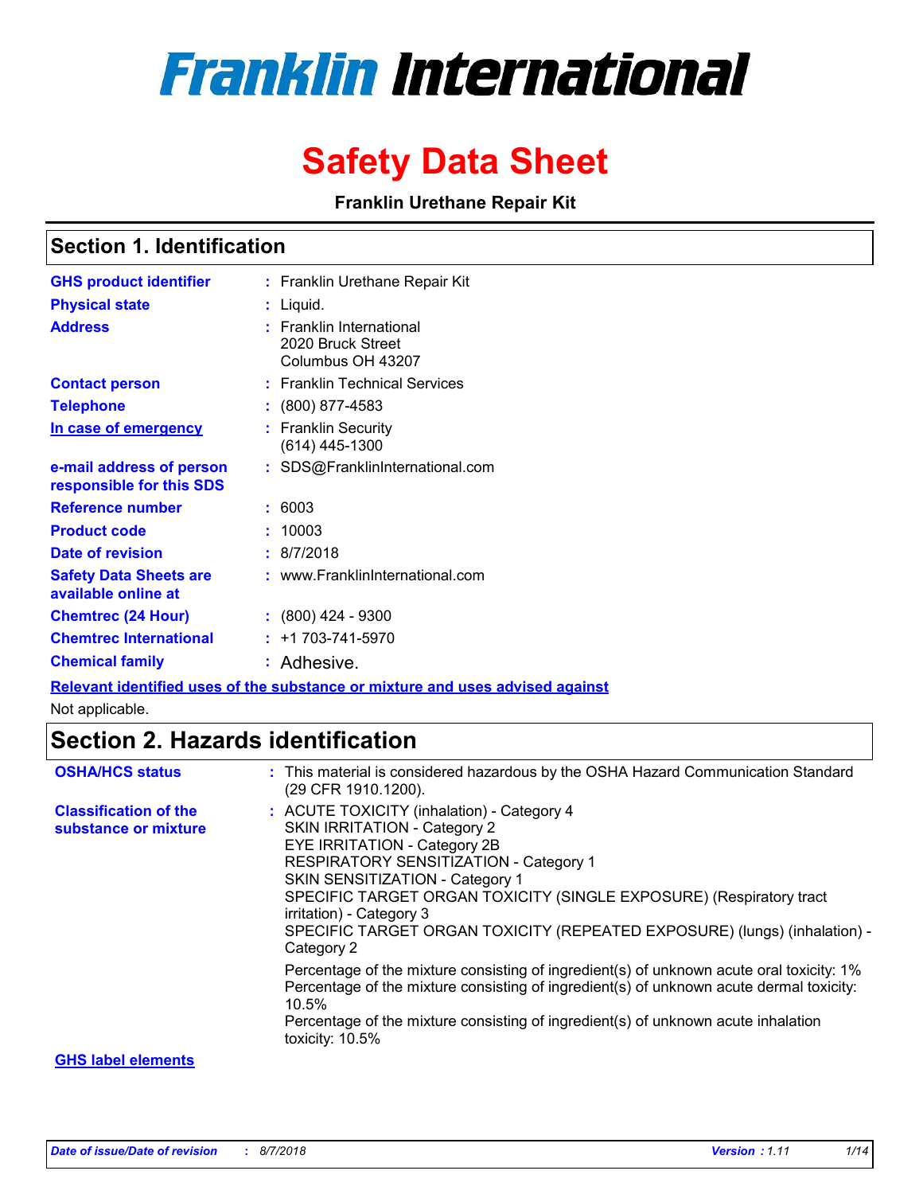# Franklin International

# Safety Data Sheet

**Franklin Urethane Repair Kit**

## Section 1. Identification

**GHS product identifier** : Franklin Urethane Repair Kit

**Physical state** : Liquid.

**Address** : Franklin International
2020 Bruck Street
Columbus OH 43207

**Contact person** : Franklin Technical Services

**Telephone** : (800) 877-4583

**In case of emergency** : Franklin Security
(614) 445-1300

**e-mail address of person responsible for this SDS** : SDS@FranklinInternational.com

**Reference number** : 6003

**Product code** : 10003

**Date of revision** : 8/7/2018

**Safety Data Sheets are available online at** : www.FranklinInternational.com

**Chemtrec (24 Hour)** : (800) 424 - 9300

**Chemtrec International** : +1 703-741-5970

**Chemical family** : Adhesive.

**Relevant identified uses of the substance or mixture and uses advised against**

Not applicable.

## Section 2. Hazards identification

**OSHA/HCS status** : This material is considered hazardous by the OSHA Hazard Communication Standard (29 CFR 1910.1200).

**Classification of the substance or mixture** : ACUTE TOXICITY (inhalation) - Category 4
SKIN IRRITATION - Category 2
EYE IRRITATION - Category 2B
RESPIRATORY SENSITIZATION - Category 1
SKIN SENSITIZATION - Category 1
SPECIFIC TARGET ORGAN TOXICITY (SINGLE EXPOSURE) (Respiratory tract irritation) - Category 3
SPECIFIC TARGET ORGAN TOXICITY (REPEATED EXPOSURE) (lungs) (inhalation) - Category 2

Percentage of the mixture consisting of ingredient(s) of unknown acute oral toxicity: 1%
Percentage of the mixture consisting of ingredient(s) of unknown acute dermal toxicity: 10.5%
Percentage of the mixture consisting of ingredient(s) of unknown acute inhalation toxicity: 10.5%

**GHS label elements**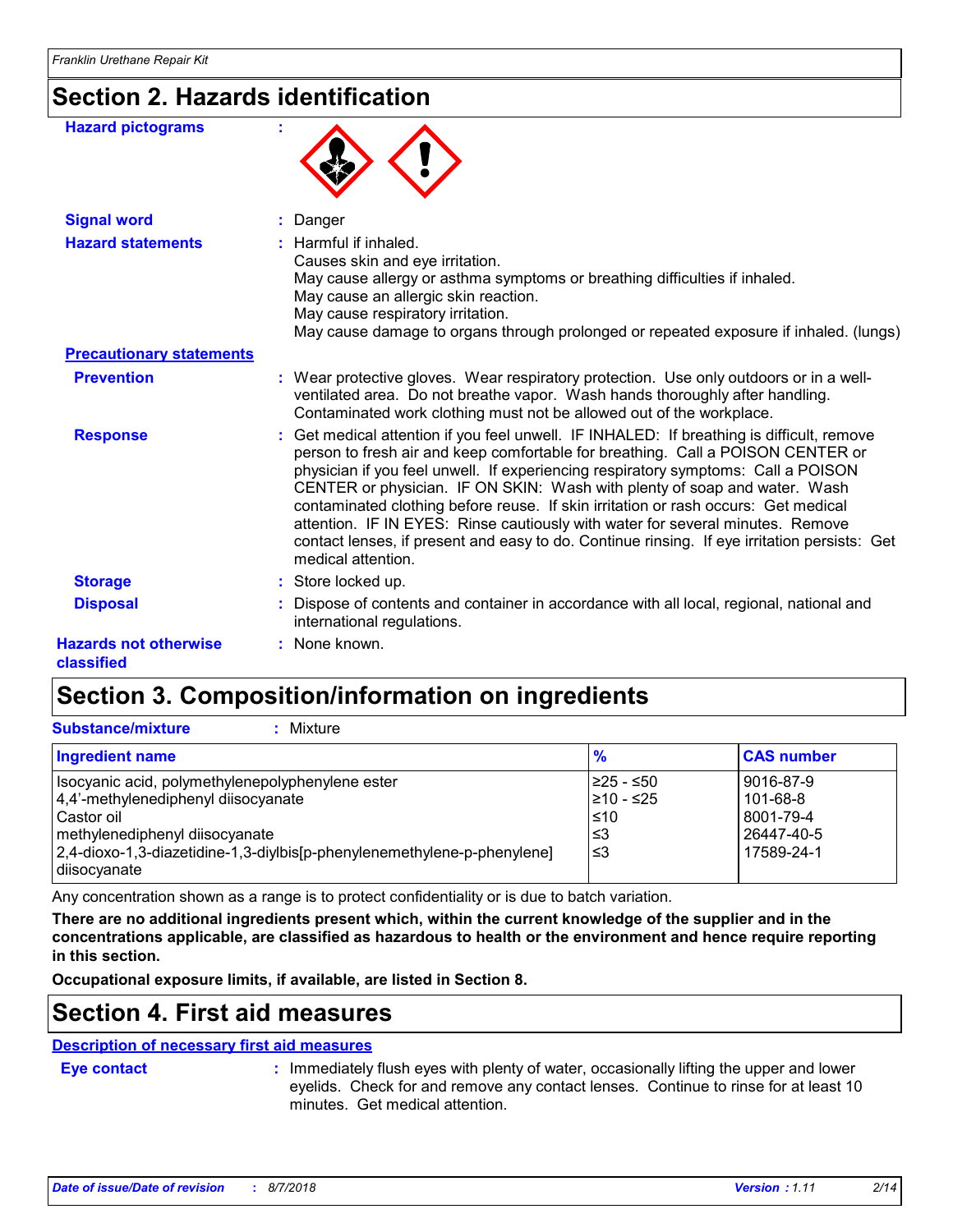## Section 2. Hazards identification

**Hazard pictograms** :

**Signal word** : Danger

**Hazard statements** : Harmful if inhaled.
Causes skin and eye irritation.
May cause allergy or asthma symptoms or breathing difficulties if inhaled.
May cause an allergic skin reaction.
May cause respiratory irritation.
May cause damage to organs through prolonged or repeated exposure if inhaled. (lungs)

**Precautionary statements**

**Prevention** : Wear protective gloves. Wear respiratory protection. Use only outdoors or in a well-ventilated area. Do not breathe vapor. Wash hands thoroughly after handling. Contaminated work clothing must not be allowed out of the workplace.

**Response** : Get medical attention if you feel unwell. IF INHALED: If breathing is difficult, remove person to fresh air and keep comfortable for breathing. Call a POISON CENTER or physician if you feel unwell. If experiencing respiratory symptoms: Call a POISON CENTER or physician. IF ON SKIN: Wash with plenty of soap and water. Wash contaminated clothing before reuse. If skin irritation or rash occurs: Get medical attention. IF IN EYES: Rinse cautiously with water for several minutes. Remove contact lenses, if present and easy to do. Continue rinsing. If eye irritation persists: Get medical attention.

**Storage** : Store locked up.

**Disposal** : Dispose of contents and container in accordance with all local, regional, national and international regulations.

**Hazards not otherwise classified** : None known.

## Section 3. Composition/information on ingredients

**Substance/mixture** : Mixture

| Ingredient name | % | CAS number |
|---|---|---|
| Isocyanic acid, polymethylenepolyphenylene ester | ≥25 - ≤50 | 9016-87-9 |
| 4,4'-methylenediphenyl diisocyanate | ≥10 - ≤25 | 101-68-8 |
| Castor oil | ≤10 | 8001-79-4 |
| methylenediphenyl diisocyanate | ≤3 | 26447-40-5 |
| 2,4-dioxo-1,3-diazetidine-1,3-diylbis[p-phenylenemethylene-p-phenylene] diisocyanate | ≤3 | 17589-24-1 |

Any concentration shown as a range is to protect confidentiality or is due to batch variation.

**There are no additional ingredients present which, within the current knowledge of the supplier and in the concentrations applicable, are classified as hazardous to health or the environment and hence require reporting in this section.**

**Occupational exposure limits, if available, are listed in Section 8.**

## Section 4. First aid measures

**Description of necessary first aid measures**

**Eye contact** : Immediately flush eyes with plenty of water, occasionally lifting the upper and lower eyelids. Check for and remove any contact lenses. Continue to rinse for at least 10 minutes. Get medical attention.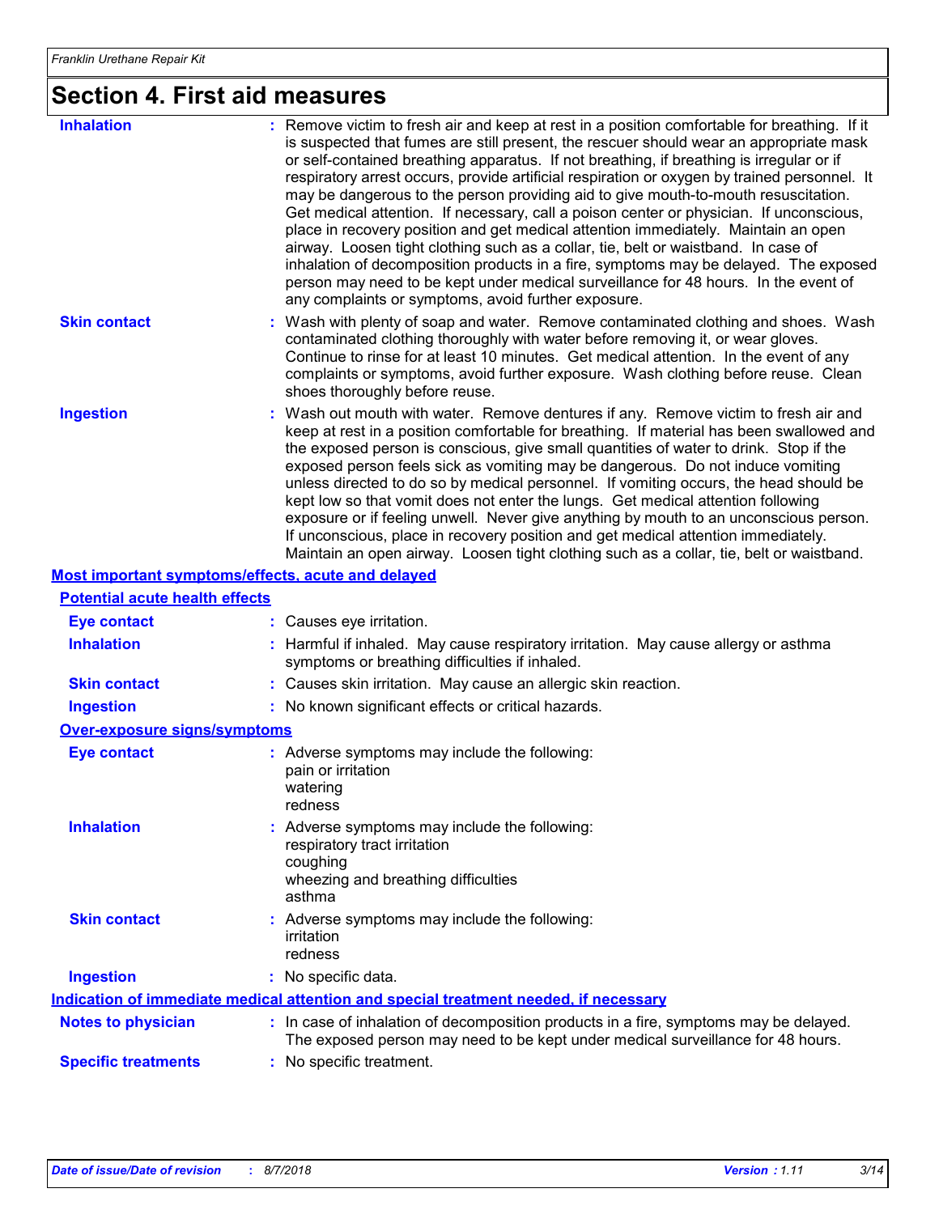# Section 4. First aid measures

**Inhalation** : Remove victim to fresh air and keep at rest in a position comfortable for breathing. If it is suspected that fumes are still present, the rescuer should wear an appropriate mask or self-contained breathing apparatus. If not breathing, if breathing is irregular or if respiratory arrest occurs, provide artificial respiration or oxygen by trained personnel. It may be dangerous to the person providing aid to give mouth-to-mouth resuscitation. Get medical attention. If necessary, call a poison center or physician. If unconscious, place in recovery position and get medical attention immediately. Maintain an open airway. Loosen tight clothing such as a collar, tie, belt or waistband. In case of inhalation of decomposition products in a fire, symptoms may be delayed. The exposed person may need to be kept under medical surveillance for 48 hours. In the event of any complaints or symptoms, avoid further exposure.

**Skin contact** : Wash with plenty of soap and water. Remove contaminated clothing and shoes. Wash contaminated clothing thoroughly with water before removing it, or wear gloves. Continue to rinse for at least 10 minutes. Get medical attention. In the event of any complaints or symptoms, avoid further exposure. Wash clothing before reuse. Clean shoes thoroughly before reuse.

**Ingestion** : Wash out mouth with water. Remove dentures if any. Remove victim to fresh air and keep at rest in a position comfortable for breathing. If material has been swallowed and the exposed person is conscious, give small quantities of water to drink. Stop if the exposed person feels sick as vomiting may be dangerous. Do not induce vomiting unless directed to do so by medical personnel. If vomiting occurs, the head should be kept low so that vomit does not enter the lungs. Get medical attention following exposure or if feeling unwell. Never give anything by mouth to an unconscious person. If unconscious, place in recovery position and get medical attention immediately. Maintain an open airway. Loosen tight clothing such as a collar, tie, belt or waistband.

## Most important symptoms/effects, acute and delayed

### Potential acute health effects

**Eye contact** : Causes eye irritation.

**Inhalation** : Harmful if inhaled. May cause respiratory irritation. May cause allergy or asthma symptoms or breathing difficulties if inhaled.

**Skin contact** : Causes skin irritation. May cause an allergic skin reaction.

**Ingestion** : No known significant effects or critical hazards.

### Over-exposure signs/symptoms

**Eye contact** : Adverse symptoms may include the following:
pain or irritation
watering
redness

**Inhalation** : Adverse symptoms may include the following:
respiratory tract irritation
coughing
wheezing and breathing difficulties
asthma

**Skin contact** : Adverse symptoms may include the following:
irritation
redness

**Ingestion** : No specific data.

## Indication of immediate medical attention and special treatment needed, if necessary

**Notes to physician** : In case of inhalation of decomposition products in a fire, symptoms may be delayed. The exposed person may need to be kept under medical surveillance for 48 hours.

**Specific treatments** : No specific treatment.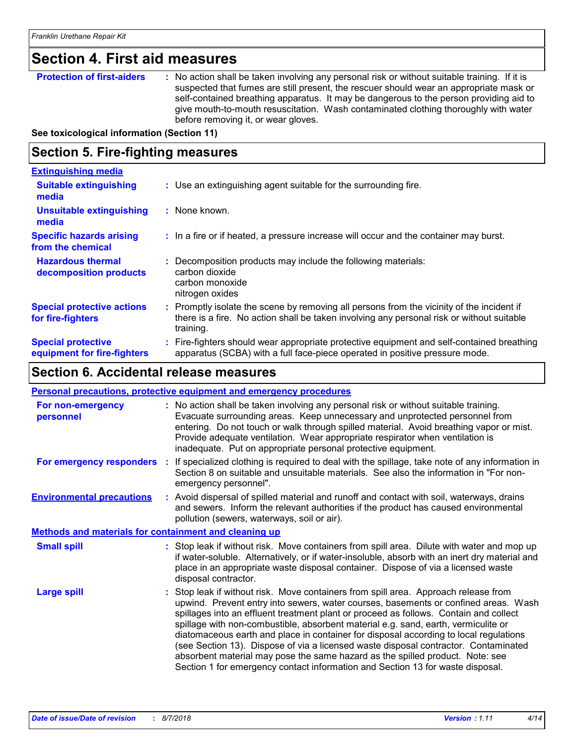## Section 4. First aid measures

**Protection of first-aiders** : No action shall be taken involving any personal risk or without suitable training. If it is suspected that fumes are still present, the rescuer should wear an appropriate mask or self-contained breathing apparatus. It may be dangerous to the person providing aid to give mouth-to-mouth resuscitation. Wash contaminated clothing thoroughly with water before removing it, or wear gloves.

**See toxicological information (Section 11)**

## Section 5. Fire-fighting measures

**Extinguishing media**

**Suitable extinguishing media** : Use an extinguishing agent suitable for the surrounding fire.

**Unsuitable extinguishing media** : None known.

**Specific hazards arising from the chemical** : In a fire or if heated, a pressure increase will occur and the container may burst.

**Hazardous thermal decomposition products** : Decomposition products may include the following materials:
carbon dioxide
carbon monoxide
nitrogen oxides

**Special protective actions for fire-fighters** : Promptly isolate the scene by removing all persons from the vicinity of the incident if there is a fire. No action shall be taken involving any personal risk or without suitable training.

**Special protective equipment for fire-fighters** : Fire-fighters should wear appropriate protective equipment and self-contained breathing apparatus (SCBA) with a full face-piece operated in positive pressure mode.

## Section 6. Accidental release measures

**Personal precautions, protective equipment and emergency procedures**

**For non-emergency personnel** : No action shall be taken involving any personal risk or without suitable training. Evacuate surrounding areas. Keep unnecessary and unprotected personnel from entering. Do not touch or walk through spilled material. Avoid breathing vapor or mist. Provide adequate ventilation. Wear appropriate respirator when ventilation is inadequate. Put on appropriate personal protective equipment.

**For emergency responders** : If specialized clothing is required to deal with the spillage, take note of any information in Section 8 on suitable and unsuitable materials. See also the information in "For non-emergency personnel".

**Environmental precautions** : Avoid dispersal of spilled material and runoff and contact with soil, waterways, drains and sewers. Inform the relevant authorities if the product has caused environmental pollution (sewers, waterways, soil or air).

**Methods and materials for containment and cleaning up**

**Small spill** : Stop leak if without risk. Move containers from spill area. Dilute with water and mop up if water-soluble. Alternatively, or if water-insoluble, absorb with an inert dry material and place in an appropriate waste disposal container. Dispose of via a licensed waste disposal contractor.

**Large spill** : Stop leak if without risk. Move containers from spill area. Approach release from upwind. Prevent entry into sewers, water courses, basements or confined areas. Wash spillages into an effluent treatment plant or proceed as follows. Contain and collect spillage with non-combustible, absorbent material e.g. sand, earth, vermiculite or diatomaceous earth and place in container for disposal according to local regulations (see Section 13). Dispose of via a licensed waste disposal contractor. Contaminated absorbent material may pose the same hazard as the spilled product. Note: see Section 1 for emergency contact information and Section 13 for waste disposal.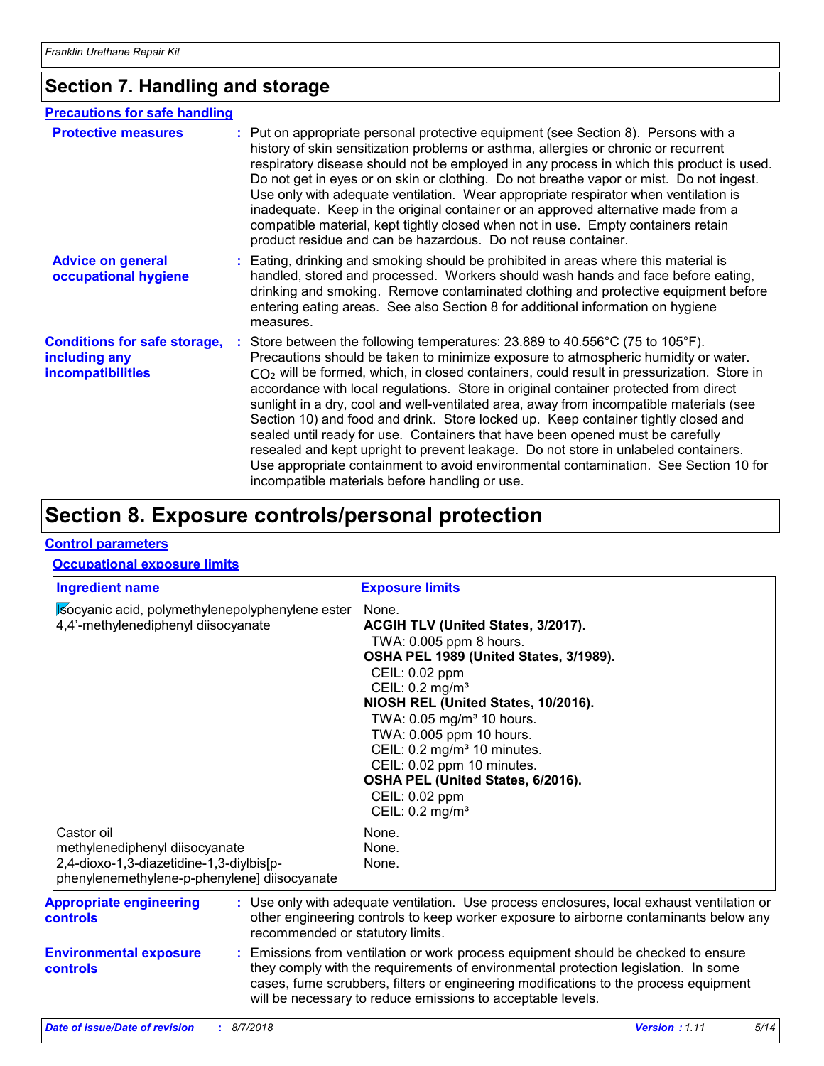## Section 7. Handling and storage

### Precautions for safe handling

**Protective measures** : Put on appropriate personal protective equipment (see Section 8). Persons with a history of skin sensitization problems or asthma, allergies or chronic or recurrent respiratory disease should not be employed in any process in which this product is used. Do not get in eyes or on skin or clothing. Do not breathe vapor or mist. Do not ingest. Use only with adequate ventilation. Wear appropriate respirator when ventilation is inadequate. Keep in the original container or an approved alternative made from a compatible material, kept tightly closed when not in use. Empty containers retain product residue and can be hazardous. Do not reuse container.

**Advice on general occupational hygiene** : Eating, drinking and smoking should be prohibited in areas where this material is handled, stored and processed. Workers should wash hands and face before eating, drinking and smoking. Remove contaminated clothing and protective equipment before entering eating areas. See also Section 8 for additional information on hygiene measures.

**Conditions for safe storage, including any incompatibilities** : Store between the following temperatures: 23.889 to 40.556°C (75 to 105°F). Precautions should be taken to minimize exposure to atmospheric humidity or water. $CO_2$ will be formed, which, in closed containers, could result in pressurization. Store in accordance with local regulations. Store in original container protected from direct sunlight in a dry, cool and well-ventilated area, away from incompatible materials (see Section 10) and food and drink. Store locked up. Keep container tightly closed and sealed until ready for use. Containers that have been opened must be carefully resealed and kept upright to prevent leakage. Do not store in unlabeled containers. Use appropriate containment to avoid environmental contamination. See Section 10 for incompatible materials before handling or use.

## Section 8. Exposure controls/personal protection

### Control parameters

#### Occupational exposure limits

| Ingredient name | Exposure limits |
|---|---|
| Isocyanic acid, polymethylenepolyphenylene ester | None. |
| 4,4'-methylenediphenyl diisocyanate | **ACGIH TLV (United States, 3/2017).**<br>TWA: 0.005 ppm 8 hours.<br>**OSHA PEL 1989 (United States, 3/1989).**<br>CEIL: 0.02 ppm<br>CEIL: 0.2 mg/m³<br>**NIOSH REL (United States, 10/2016).**<br>TWA: 0.05 mg/m³ 10 hours.<br>TWA: 0.005 ppm 10 hours.<br>CEIL: 0.2 mg/m³ 10 minutes.<br>CEIL: 0.02 ppm 10 minutes.<br>**OSHA PEL (United States, 6/2016).**<br>CEIL: 0.02 ppm<br>CEIL: 0.2 mg/m³ |
| Castor oil | None. |
| methylenediphenyl diisocyanate | None. |
| 2,4-dioxo-1,3-diazetidine-1,3-diylbis[p-phenylenemethylene-p-phenylene] diisocyanate | None. |

**Appropriate engineering controls** : Use only with adequate ventilation. Use process enclosures, local exhaust ventilation or other engineering controls to keep worker exposure to airborne contaminants below any recommended or statutory limits.

**Environmental exposure controls** : Emissions from ventilation or work process equipment should be checked to ensure they comply with the requirements of environmental protection legislation. In some cases, fume scrubbers, filters or engineering modifications to the process equipment will be necessary to reduce emissions to acceptable levels.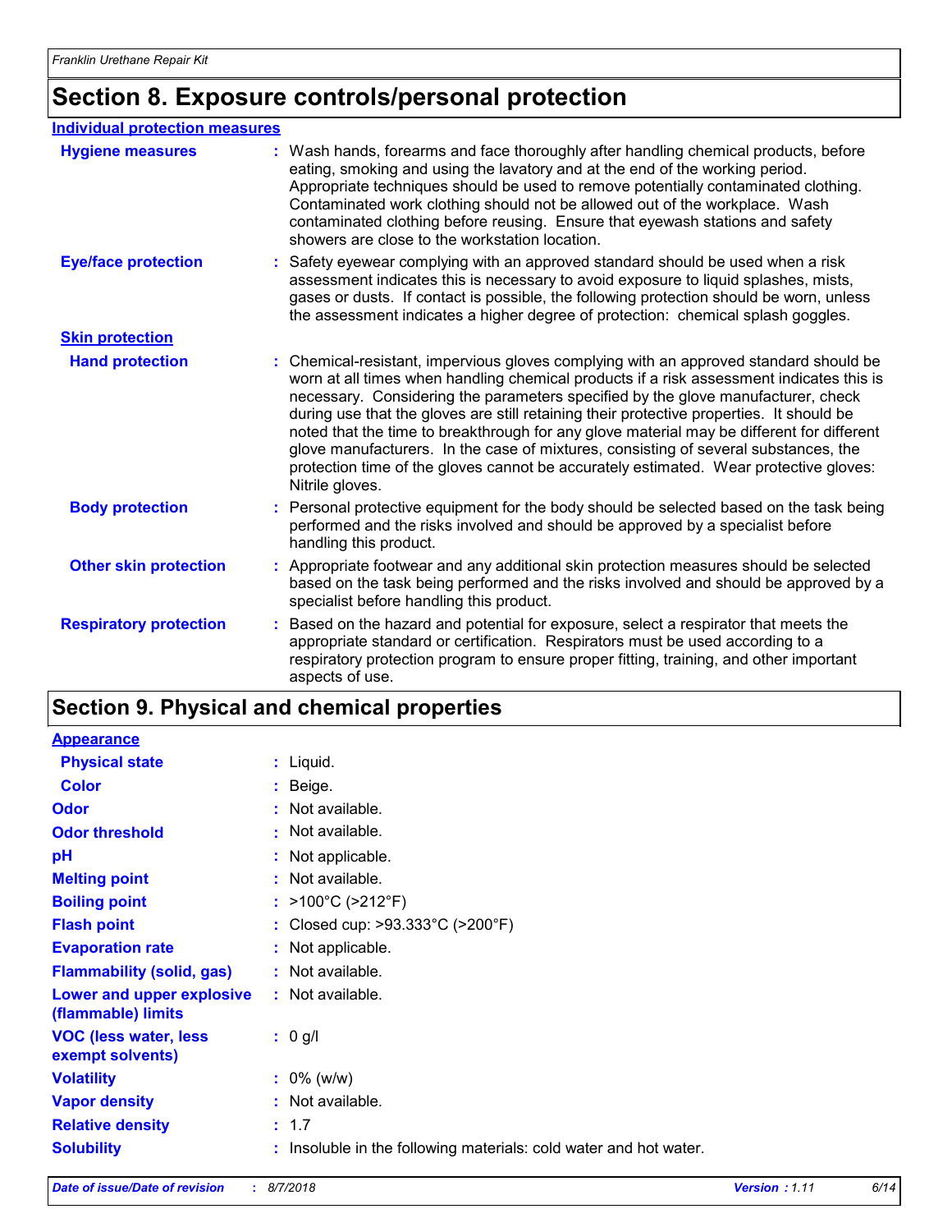## Section 8. Exposure controls/personal protection

**Individual protection measures**

**Hygiene measures** : Wash hands, forearms and face thoroughly after handling chemical products, before eating, smoking and using the lavatory and at the end of the working period. Appropriate techniques should be used to remove potentially contaminated clothing. Contaminated work clothing should not be allowed out of the workplace. Wash contaminated clothing before reusing. Ensure that eyewash stations and safety showers are close to the workstation location.

**Eye/face protection** : Safety eyewear complying with an approved standard should be used when a risk assessment indicates this is necessary to avoid exposure to liquid splashes, mists, gases or dusts. If contact is possible, the following protection should be worn, unless the assessment indicates a higher degree of protection: chemical splash goggles.

**Skin protection**

**Hand protection** : Chemical-resistant, impervious gloves complying with an approved standard should be worn at all times when handling chemical products if a risk assessment indicates this is necessary. Considering the parameters specified by the glove manufacturer, check during use that the gloves are still retaining their protective properties. It should be noted that the time to breakthrough for any glove material may be different for different glove manufacturers. In the case of mixtures, consisting of several substances, the protection time of the gloves cannot be accurately estimated. Wear protective gloves: Nitrile gloves.

**Body protection** : Personal protective equipment for the body should be selected based on the task being performed and the risks involved and should be approved by a specialist before handling this product.

**Other skin protection** : Appropriate footwear and any additional skin protection measures should be selected based on the task being performed and the risks involved and should be approved by a specialist before handling this product.

**Respiratory protection** : Based on the hazard and potential for exposure, select a respirator that meets the appropriate standard or certification. Respirators must be used according to a respiratory protection program to ensure proper fitting, training, and other important aspects of use.

## Section 9. Physical and chemical properties

**Appearance**

| Property | Value |
|---|---|
| Physical state | Liquid. |
| Color | Beige. |
| Odor | Not available. |
| Odor threshold | Not available. |
| pH | Not applicable. |
| Melting point | Not available. |
| Boiling point | >100°C (>212°F) |
| Flash point | Closed cup: >93.333°C (>200°F) |
| Evaporation rate | Not applicable. |
| Flammability (solid, gas) | Not available. |
| Lower and upper explosive (flammable) limits | Not available. |
| VOC (less water, less exempt solvents) | 0 g/l |
| Volatility | 0% (w/w) |
| Vapor density | Not available. |
| Relative density | 1.7 |
| Solubility | Insoluble in the following materials: cold water and hot water. |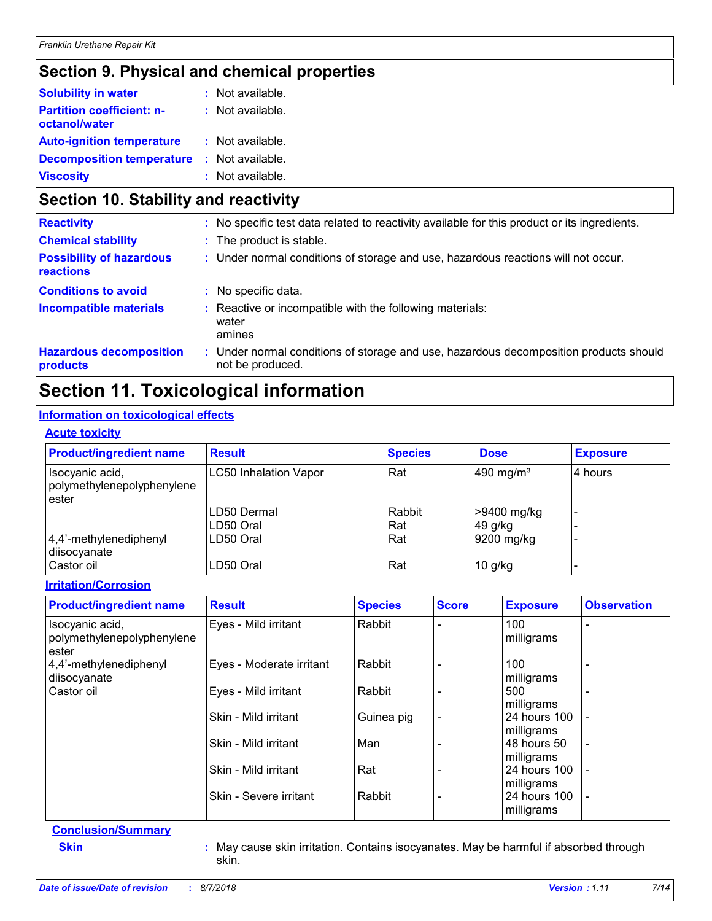## Section 9. Physical and chemical properties

**Solubility in water** : Not available.

**Partition coefficient: n-octanol/water** : Not available.

**Auto-ignition temperature** : Not available.

**Decomposition temperature** : Not available.

**Viscosity** : Not available.

## Section 10. Stability and reactivity

**Reactivity** : No specific test data related to reactivity available for this product or its ingredients.

**Chemical stability** : The product is stable.

**Possibility of hazardous reactions** : Under normal conditions of storage and use, hazardous reactions will not occur.

**Conditions to avoid** : No specific data.

**Incompatible materials** : Reactive or incompatible with the following materials:
water
amines

**Hazardous decomposition products** : Under normal conditions of storage and use, hazardous decomposition products should not be produced.

## Section 11. Toxicological information

### Information on toxicological effects

#### Acute toxicity

| Product/ingredient name | Result | Species | Dose | Exposure |
|---|---|---|---|---|
| Isocyanic acid, polymethylenepolyphenylene ester | LC50 Inhalation Vapor | Rat | 490 mg/m³ | 4 hours |
| | LD50 Dermal | Rabbit | >9400 mg/kg | - |
| | LD50 Oral | Rat | 49 g/kg | - |
| 4,4'-methylenediphenyl diisocyanate | LD50 Oral | Rat | 9200 mg/kg | - |
| Castor oil | LD50 Oral | Rat | 10 g/kg | - |

#### Irritation/Corrosion

| Product/ingredient name | Result | Species | Score | Exposure | Observation |
|---|---|---|---|---|---|
| Isocyanic acid, polymethylenepolyphenylene ester | Eyes - Mild irritant | Rabbit | - | 100 milligrams | - |
| 4,4'-methylenediphenyl diisocyanate | Eyes - Moderate irritant | Rabbit | - | 100 milligrams | - |
| Castor oil | Eyes - Mild irritant | Rabbit | - | 500 milligrams | - |
| | Skin - Mild irritant | Guinea pig | - | 24 hours 100 milligrams | - |
| | Skin - Mild irritant | Man | - | 48 hours 50 milligrams | - |
| | Skin - Mild irritant | Rat | - | 24 hours 100 milligrams | - |
| | Skin - Severe irritant | Rabbit | - | 24 hours 100 milligrams | - |

#### Conclusion/Summary

**Skin** : May cause skin irritation. Contains isocyanates. May be harmful if absorbed through skin.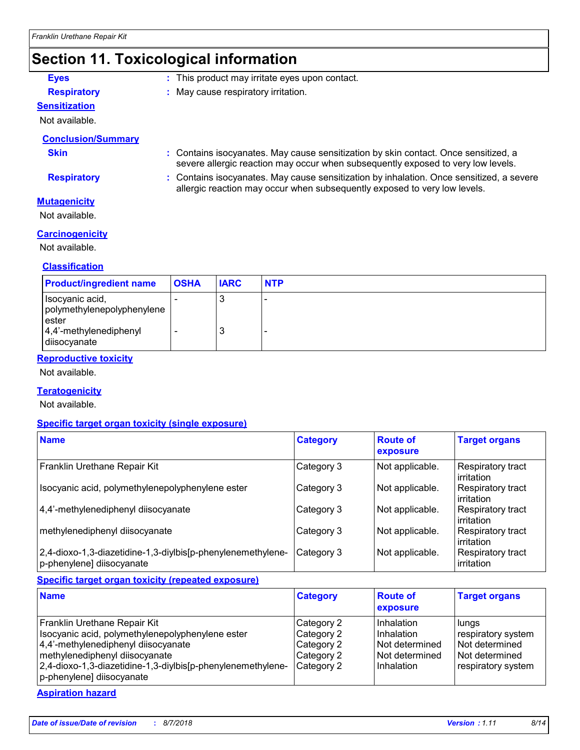# Section 11. Toxicological information

**Eyes** : This product may irritate eyes upon contact.

**Respiratory** : May cause respiratory irritation.

**Sensitization**

Not available.

**Conclusion/Summary**

**Skin** : Contains isocyanates. May cause sensitization by skin contact. Once sensitized, a severe allergic reaction may occur when subsequently exposed to very low levels.

**Respiratory** : Contains isocyanates. May cause sensitization by inhalation. Once sensitized, a severe allergic reaction may occur when subsequently exposed to very low levels.

**Mutagenicity**

Not available.

**Carcinogenicity**

Not available.

**Classification**

| Product/ingredient name | OSHA | IARC | NTP |
|---|---|---|---|
| Isocyanic acid, polymethylenepolyphenylene ester | - | 3 | - |
| 4,4'-methylenediphenyl diisocyanate | - | 3 | - |

**Reproductive toxicity**

Not available.

**Teratogenicity**

Not available.

**Specific target organ toxicity (single exposure)**

| Name | Category | Route of exposure | Target organs |
|---|---|---|---|
| Franklin Urethane Repair Kit | Category 3 | Not applicable. | Respiratory tract irritation |
| Isocyanic acid, polymethylenepolyphenylene ester | Category 3 | Not applicable. | Respiratory tract irritation |
| 4,4'-methylenediphenyl diisocyanate | Category 3 | Not applicable. | Respiratory tract irritation |
| methylenediphenyl diisocyanate | Category 3 | Not applicable. | Respiratory tract irritation |
| 2,4-dioxo-1,3-diazetidine-1,3-diylbis[p-phenylenemethylene-p-phenylene] diisocyanate | Category 3 | Not applicable. | Respiratory tract irritation |

**Specific target organ toxicity (repeated exposure)**

| Name | Category | Route of exposure | Target organs |
|---|---|---|---|
| Franklin Urethane Repair Kit | Category 2 | Inhalation | lungs |
| Isocyanic acid, polymethylenepolyphenylene ester | Category 2 | Inhalation | respiratory system |
| 4,4'-methylenediphenyl diisocyanate | Category 2 | Not determined | Not determined |
| methylenediphenyl diisocyanate | Category 2 | Not determined | Not determined |
| 2,4-dioxo-1,3-diazetidine-1,3-diylbis[p-phenylenemethylene-p-phenylene] diisocyanate | Category 2 | Inhalation | respiratory system |

**Aspiration hazard**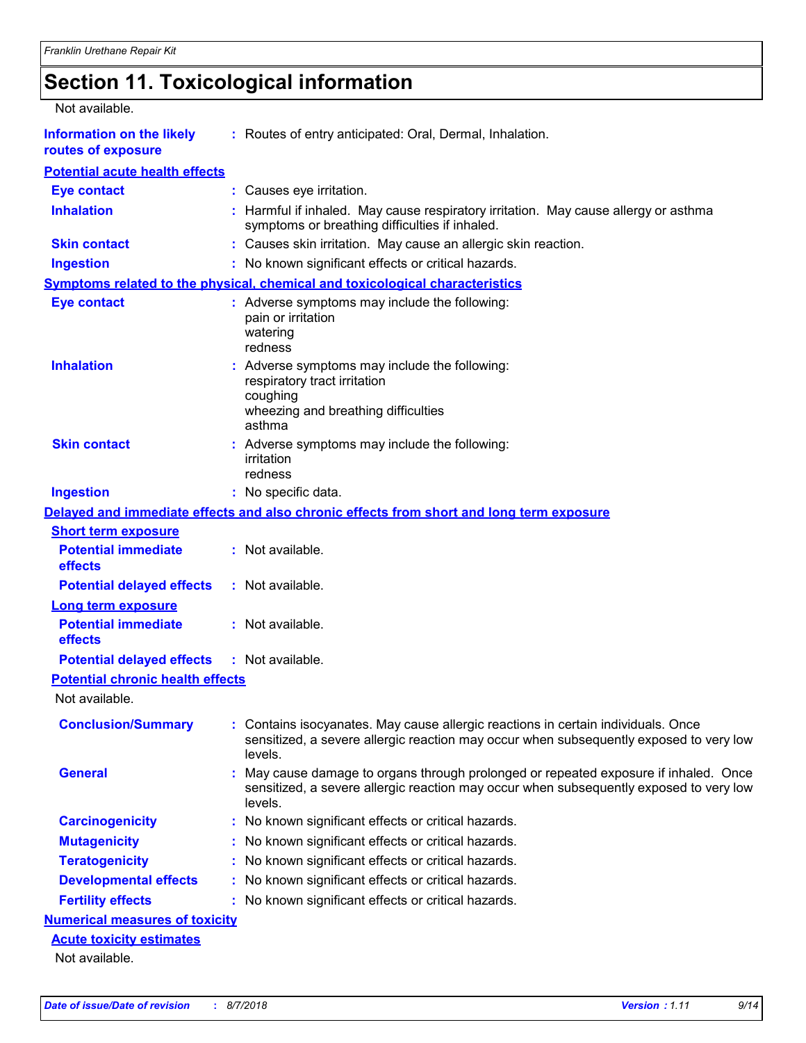# Section 11. Toxicological information

Not available.

**Information on the likely routes of exposure** : Routes of entry anticipated: Oral, Dermal, Inhalation.

**Potential acute health effects**

**Eye contact** : Causes eye irritation.

**Inhalation** : Harmful if inhaled. May cause respiratory irritation. May cause allergy or asthma symptoms or breathing difficulties if inhaled.

**Skin contact** : Causes skin irritation. May cause an allergic skin reaction.

**Ingestion** : No known significant effects or critical hazards.

**Symptoms related to the physical, chemical and toxicological characteristics**

**Eye contact** : Adverse symptoms may include the following:
pain or irritation
watering
redness

**Inhalation** : Adverse symptoms may include the following:
respiratory tract irritation
coughing
wheezing and breathing difficulties
asthma

**Skin contact** : Adverse symptoms may include the following:
irritation
redness

**Ingestion** : No specific data.

**Delayed and immediate effects and also chronic effects from short and long term exposure**

**Short term exposure**

**Potential immediate effects** : Not available.

**Potential delayed effects** : Not available.

**Long term exposure**

**Potential immediate effects** : Not available.

**Potential delayed effects** : Not available.

**Potential chronic health effects**

Not available.

**Conclusion/Summary** : Contains isocyanates. May cause allergic reactions in certain individuals. Once sensitized, a severe allergic reaction may occur when subsequently exposed to very low levels.

**General** : May cause damage to organs through prolonged or repeated exposure if inhaled. Once sensitized, a severe allergic reaction may occur when subsequently exposed to very low levels.

**Carcinogenicity** : No known significant effects or critical hazards.

**Mutagenicity** : No known significant effects or critical hazards.

**Teratogenicity** : No known significant effects or critical hazards.

**Developmental effects** : No known significant effects or critical hazards.

**Fertility effects** : No known significant effects or critical hazards.

**Numerical measures of toxicity**

**Acute toxicity estimates**

Not available.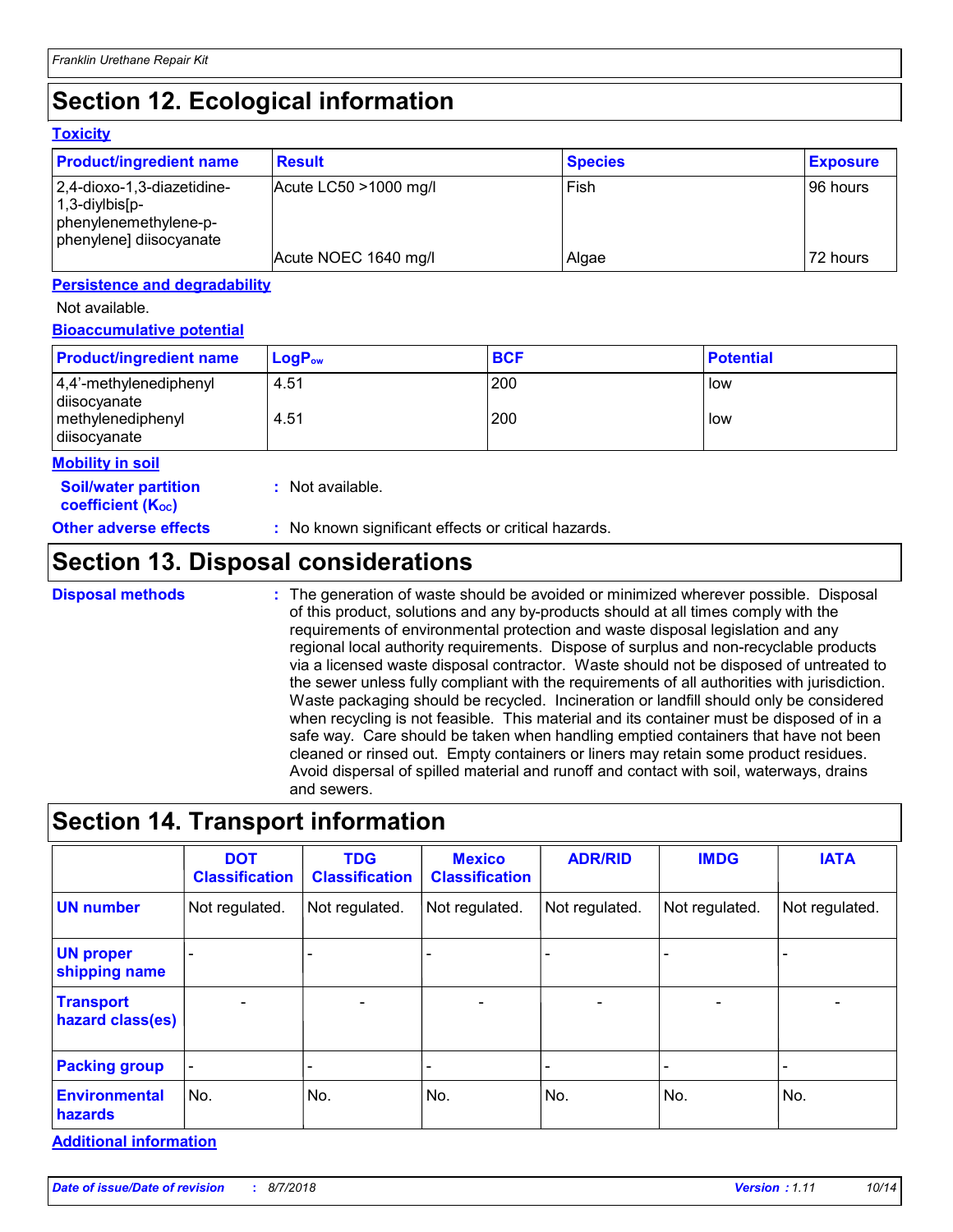# Section 12. Ecological information

### Toxicity

| Product/ingredient name | Result | Species | Exposure |
| --- | --- | --- | --- |
| 2,4-dioxo-1,3-diazetidine-1,3-diylbis[p-phenylenemethylene-p-phenylene] diisocyanate | Acute LC50 >1000 mg/l | Fish | 96 hours |
| | Acute NOEC 1640 mg/l | Algae | 72 hours |

### Persistence and degradability

Not available.

### Bioaccumulative potential

| Product/ingredient name | $LogP_{ow}$ | BCF | Potential |
| --- | --- | --- | --- |
| 4,4'-methylenediphenyl diisocyanate | 4.51 | 200 | low |
| methylenediphenyl diisocyanate | 4.51 | 200 | low |

### Mobility in soil

**Soil/water partition coefficient ($K_{OC}$)** : Not available.

**Other adverse effects** : No known significant effects or critical hazards.

# Section 13. Disposal considerations

**Disposal methods** : The generation of waste should be avoided or minimized wherever possible. Disposal of this product, solutions and any by-products should at all times comply with the requirements of environmental protection and waste disposal legislation and any regional local authority requirements. Dispose of surplus and non-recyclable products via a licensed waste disposal contractor. Waste should not be disposed of untreated to the sewer unless fully compliant with the requirements of all authorities with jurisdiction. Waste packaging should be recycled. Incineration or landfill should only be considered when recycling is not feasible. This material and its container must be disposed of in a safe way. Care should be taken when handling emptied containers that have not been cleaned or rinsed out. Empty containers or liners may retain some product residues. Avoid dispersal of spilled material and runoff and contact with soil, waterways, drains and sewers.

# Section 14. Transport information

| | DOT Classification | TDG Classification | Mexico Classification | ADR/RID | IMDG | IATA |
| --- | --- | --- | --- | --- | --- | --- |
| **UN number** | Not regulated. | Not regulated. | Not regulated. | Not regulated. | Not regulated. | Not regulated. |
| **UN proper shipping name** | - | - | - | - | - | - |
| **Transport hazard class(es)** | - | - | - | - | - | - |
| **Packing group** | - | - | - | - | - | - |
| **Environmental hazards** | No. | No. | No. | No. | No. | No. |

### Additional information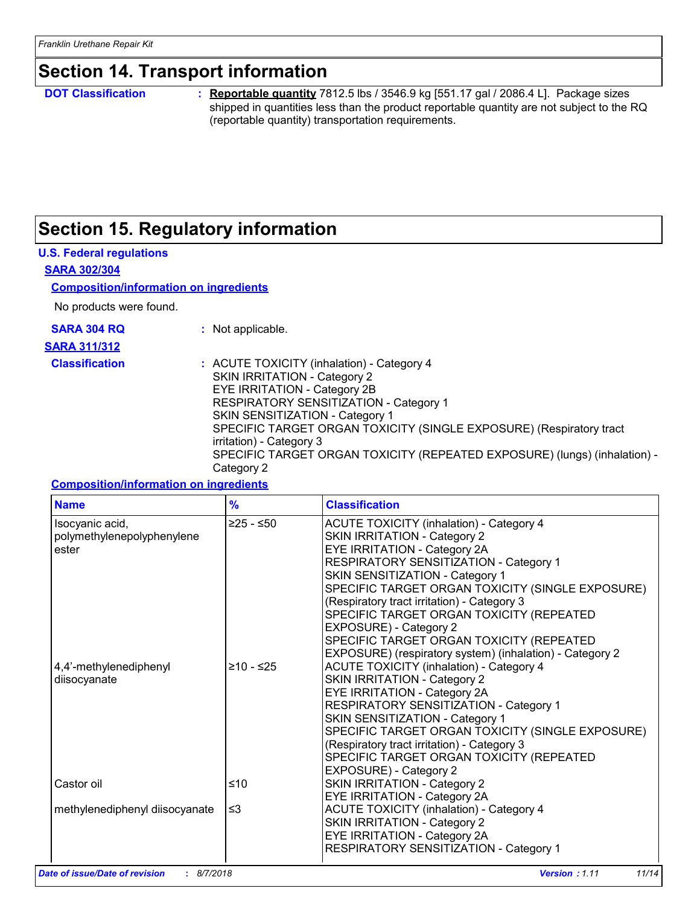## Section 14. Transport information

**DOT Classification** : **Reportable quantity** 7812.5 lbs / 3546.9 kg [551.17 gal / 2086.4 L]. Package sizes shipped in quantities less than the product reportable quantity are not subject to the RQ (reportable quantity) transportation requirements.

## Section 15. Regulatory information

### U.S. Federal regulations

**SARA 302/304**

**Composition/information on ingredients**

No products were found.

**SARA 304 RQ** : Not applicable.

**SARA 311/312**

**Classification** : ACUTE TOXICITY (inhalation) - Category 4
SKIN IRRITATION - Category 2
EYE IRRITATION - Category 2B
RESPIRATORY SENSITIZATION - Category 1
SKIN SENSITIZATION - Category 1
SPECIFIC TARGET ORGAN TOXICITY (SINGLE EXPOSURE) (Respiratory tract irritation) - Category 3
SPECIFIC TARGET ORGAN TOXICITY (REPEATED EXPOSURE) (lungs) (inhalation) - Category 2

**Composition/information on ingredients**

| Name | % | Classification |
|---|---|---|
| Isocyanic acid, polymethylenepolyphenylene ester | ≥25 - ≤50 | ACUTE TOXICITY (inhalation) - Category 4<br>SKIN IRRITATION - Category 2<br>EYE IRRITATION - Category 2A<br>RESPIRATORY SENSITIZATION - Category 1<br>SKIN SENSITIZATION - Category 1<br>SPECIFIC TARGET ORGAN TOXICITY (SINGLE EXPOSURE) (Respiratory tract irritation) - Category 3<br>SPECIFIC TARGET ORGAN TOXICITY (REPEATED EXPOSURE) - Category 2<br>SPECIFIC TARGET ORGAN TOXICITY (REPEATED EXPOSURE) (respiratory system) (inhalation) - Category 2 |
| 4,4'-methylenediphenyl diisocyanate | ≥10 - ≤25 | ACUTE TOXICITY (inhalation) - Category 4<br>SKIN IRRITATION - Category 2<br>EYE IRRITATION - Category 2A<br>RESPIRATORY SENSITIZATION - Category 1<br>SKIN SENSITIZATION - Category 1<br>SPECIFIC TARGET ORGAN TOXICITY (SINGLE EXPOSURE) (Respiratory tract irritation) - Category 3<br>SPECIFIC TARGET ORGAN TOXICITY (REPEATED EXPOSURE) - Category 2 |
| Castor oil | ≤10 | SKIN IRRITATION - Category 2<br>EYE IRRITATION - Category 2A |
| methylenediphenyl diisocyanate | ≤3 | ACUTE TOXICITY (inhalation) - Category 4<br>SKIN IRRITATION - Category 2<br>EYE IRRITATION - Category 2A<br>RESPIRATORY SENSITIZATION - Category 1 |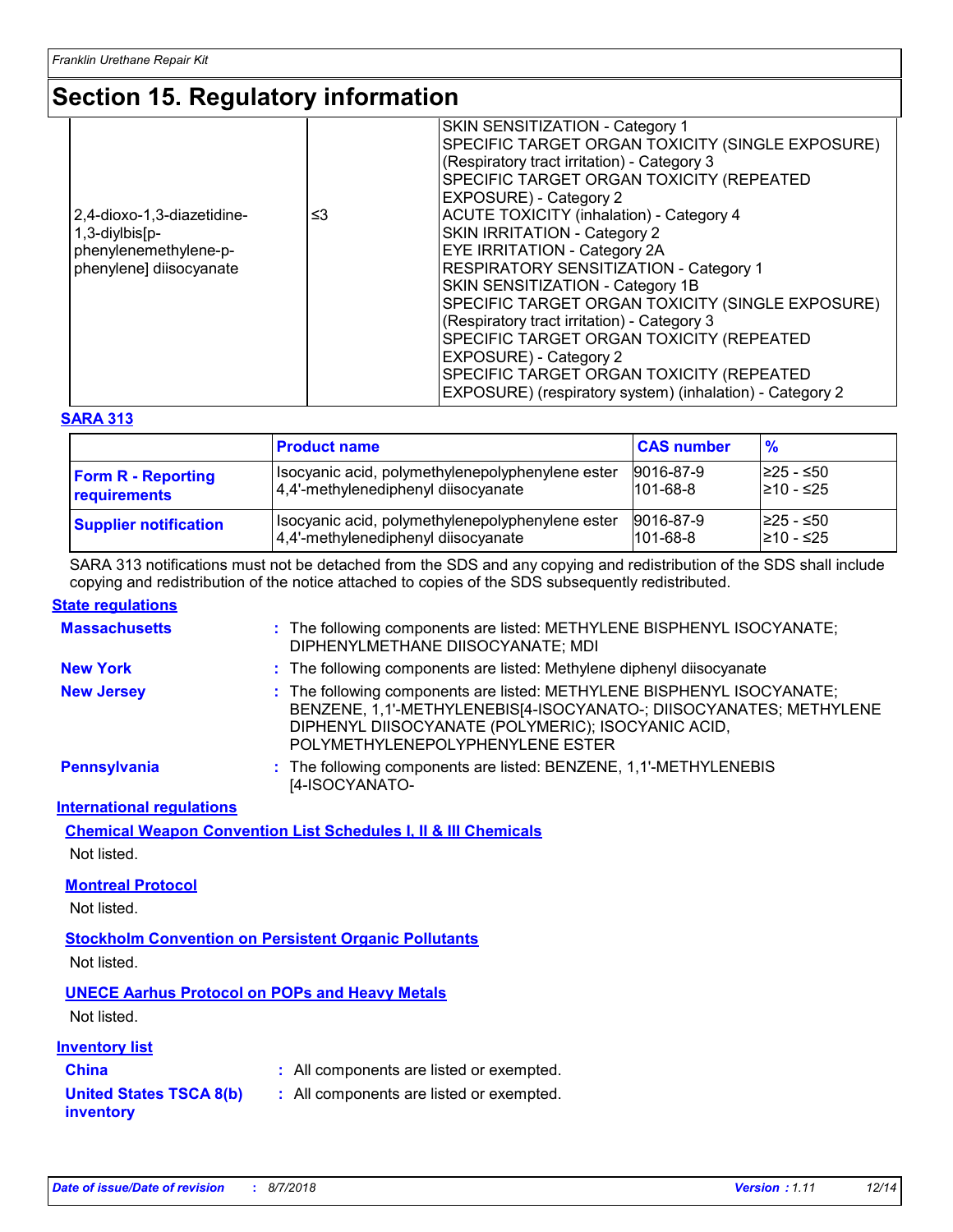# Section 15. Regulatory information

| | | |
|---|---|---|
| 2,4-dioxo-1,3-diazetidine-1,3-diylbis[p-phenylenemethylene-p-phenylene] diisocyanate | ≤3 | SKIN SENSITIZATION - Category 1<br>SPECIFIC TARGET ORGAN TOXICITY (SINGLE EXPOSURE) (Respiratory tract irritation) - Category 3<br>SPECIFIC TARGET ORGAN TOXICITY (REPEATED EXPOSURE) - Category 2<br>ACUTE TOXICITY (inhalation) - Category 4<br>SKIN IRRITATION - Category 2<br>EYE IRRITATION - Category 2A<br>RESPIRATORY SENSITIZATION - Category 1<br>SKIN SENSITIZATION - Category 1B<br>SPECIFIC TARGET ORGAN TOXICITY (SINGLE EXPOSURE) (Respiratory tract irritation) - Category 3<br>SPECIFIC TARGET ORGAN TOXICITY (REPEATED EXPOSURE) - Category 2<br>SPECIFIC TARGET ORGAN TOXICITY (REPEATED EXPOSURE) (respiratory system) (inhalation) - Category 2 |

**SARA 313**

| | Product name | CAS number | % |
|---|---|---|---|
| **Form R - Reporting requirements** | Isocyanic acid, polymethylenepolyphenylene ester<br>4,4'-methylenediphenyl diisocyanate | 9016-87-9<br>101-68-8 | ≥25 - ≤50<br>≥10 - ≤25 |
| **Supplier notification** | Isocyanic acid, polymethylenepolyphenylene ester<br>4,4'-methylenediphenyl diisocyanate | 9016-87-9<br>101-68-8 | ≥25 - ≤50<br>≥10 - ≤25 |

SARA 313 notifications must not be detached from the SDS and any copying and redistribution of the SDS shall include copying and redistribution of the notice attached to copies of the SDS subsequently redistributed.

**State regulations**

**Massachusetts** : The following components are listed: METHYLENE BISPHENYL ISOCYANATE; DIPHENYLMETHANE DIISOCYANATE; MDI

**New York** : The following components are listed: Methylene diphenyl diisocyanate

**New Jersey** : The following components are listed: METHYLENE BISPHENYL ISOCYANATE; BENZENE, 1,1'-METHYLENEBIS[4-ISOCYANATO-; DIISOCYANATES; METHYLENE DIPHENYL DIISOCYANATE (POLYMERIC); ISOCYANIC ACID, POLYMETHYLENEPOLYPHENYLENE ESTER

**Pennsylvania** : The following components are listed: BENZENE, 1,1'-METHYLENEBIS [4-ISOCYANATO-

**International regulations**

**Chemical Weapon Convention List Schedules I, II & III Chemicals**

Not listed.

**Montreal Protocol**

Not listed.

**Stockholm Convention on Persistent Organic Pollutants**

Not listed.

**UNECE Aarhus Protocol on POPs and Heavy Metals**

Not listed.

**Inventory list**

**China** : All components are listed or exempted.

**United States TSCA 8(b) inventory** : All components are listed or exempted.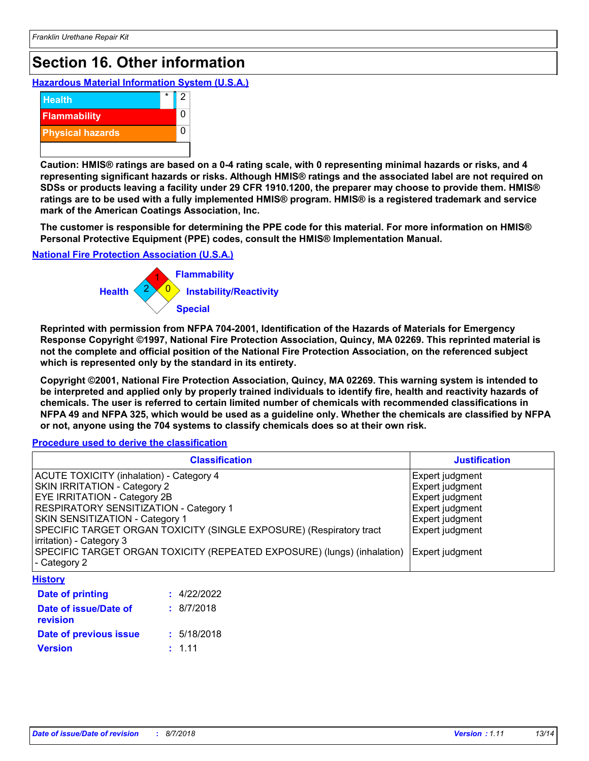# Section 16. Other information

**Hazardous Material Information System (U.S.A.)**

| | | |
|---|---|---|
| Health | * | 2 |
| Flammability | | 0 |
| Physical hazards | | 0 |
| | | |

**Caution: HMIS® ratings are based on a 0-4 rating scale, with 0 representing minimal hazards or risks, and 4 representing significant hazards or risks. Although HMIS® ratings and the associated label are not required on SDSs or products leaving a facility under 29 CFR 1910.1200, the preparer may choose to provide them. HMIS® ratings are to be used with a fully implemented HMIS® program. HMIS® is a registered trademark and service mark of the American Coatings Association, Inc.**

**The customer is responsible for determining the PPE code for this material. For more information on HMIS® Personal Protective Equipment (PPE) codes, consult the HMIS® Implementation Manual.**

**National Fire Protection Association (U.S.A.)**

Health: 2
Flammability: 1
Instability/Reactivity: 0
Special:

**Reprinted with permission from NFPA 704-2001, Identification of the Hazards of Materials for Emergency Response Copyright ©1997, National Fire Protection Association, Quincy, MA 02269. This reprinted material is not the complete and official position of the National Fire Protection Association, on the referenced subject which is represented only by the standard in its entirety.**

**Copyright ©2001, National Fire Protection Association, Quincy, MA 02269. This warning system is intended to be interpreted and applied only by properly trained individuals to identify fire, health and reactivity hazards of chemicals. The user is referred to certain limited number of chemicals with recommended classifications in NFPA 49 and NFPA 325, which would be used as a guideline only. Whether the chemicals are classified by NFPA or not, anyone using the 704 systems to classify chemicals does so at their own risk.**

**Procedure used to derive the classification**

| Classification | Justification |
|---|---|
| ACUTE TOXICITY (inhalation) - Category 4 | Expert judgment |
| SKIN IRRITATION - Category 2 | Expert judgment |
| EYE IRRITATION - Category 2B | Expert judgment |
| RESPIRATORY SENSITIZATION - Category 1 | Expert judgment |
| SKIN SENSITIZATION - Category 1 | Expert judgment |
| SPECIFIC TARGET ORGAN TOXICITY (SINGLE EXPOSURE) (Respiratory tract irritation) - Category 3 | Expert judgment |
| SPECIFIC TARGET ORGAN TOXICITY (REPEATED EXPOSURE) (lungs) (inhalation) - Category 2 | Expert judgment |

**History**

**Date of printing** : 4/22/2022

**Date of issue/Date of revision** : 8/7/2018

**Date of previous issue** : 5/18/2018

**Version** : 1.11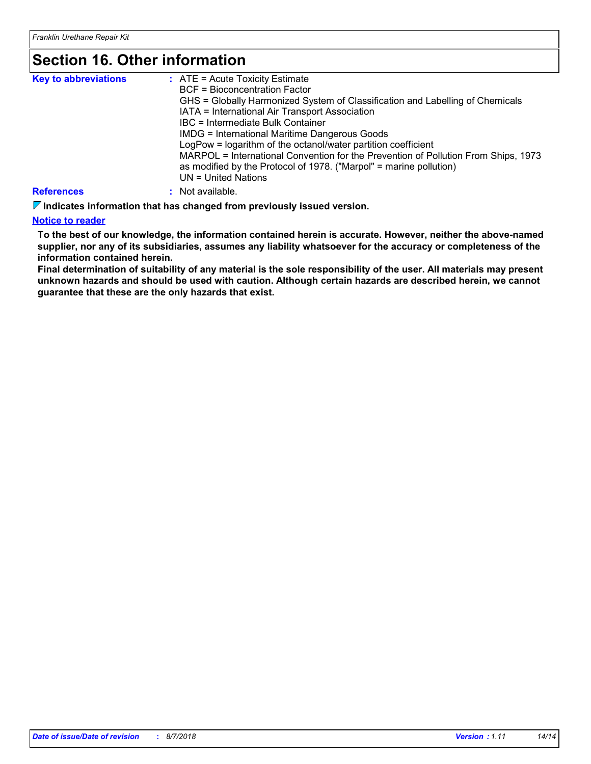## Section 16. Other information

**Key to abbreviations** : ATE = Acute Toxicity Estimate
BCF = Bioconcentration Factor
GHS = Globally Harmonized System of Classification and Labelling of Chemicals
IATA = International Air Transport Association
IBC = Intermediate Bulk Container
IMDG = International Maritime Dangerous Goods
LogPow = logarithm of the octanol/water partition coefficient
MARPOL = International Convention for the Prevention of Pollution From Ships, 1973 as modified by the Protocol of 1978. ("Marpol" = marine pollution)
UN = United Nations

**References** : Not available.

**Indicates information that has changed from previously issued version.**

**Notice to reader**

**To the best of our knowledge, the information contained herein is accurate. However, neither the above-named supplier, nor any of its subsidiaries, assumes any liability whatsoever for the accuracy or completeness of the information contained herein.**

**Final determination of suitability of any material is the sole responsibility of the user. All materials may present unknown hazards and should be used with caution. Although certain hazards are described herein, we cannot guarantee that these are the only hazards that exist.**